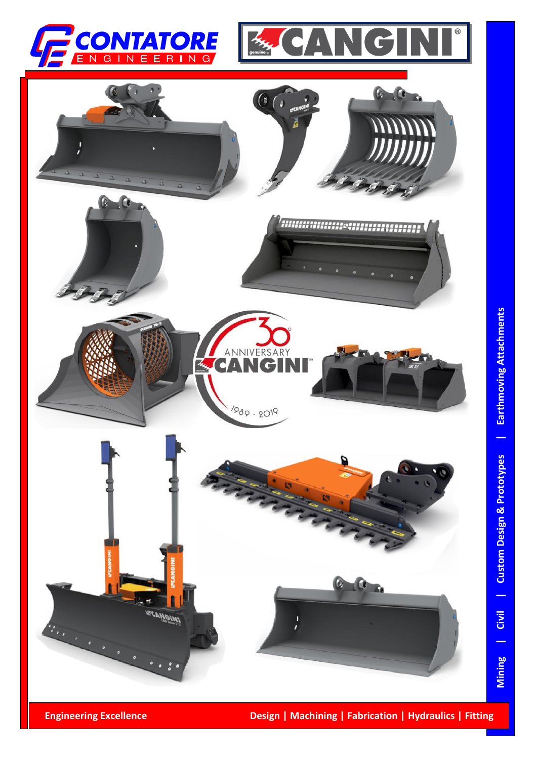CONTATORE ENGINEERING

CANGINI®

ANNIVERSARY CANGINI® 1989 - 2019

Mining | Civil | Custom Design & Prototypes | Earthmoving Attachments

**Engineering Excellence**

**Design | Machining | Fabrication | Hydraulics | Fitting**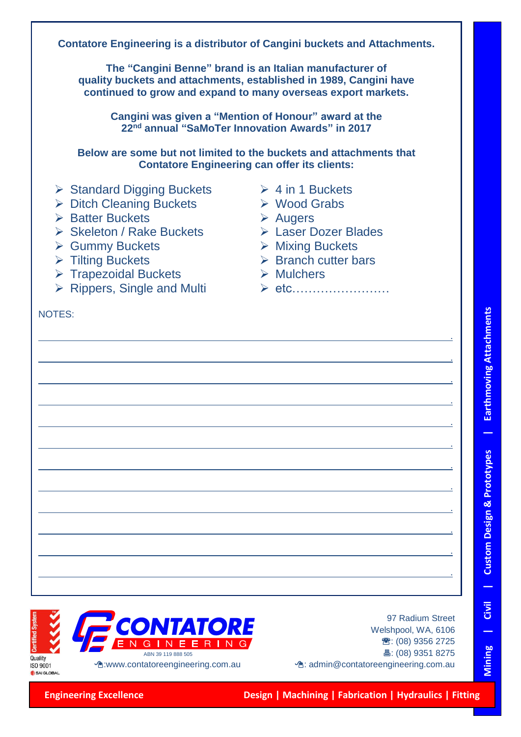**Contatore Engineering is a distributor of Cangini buckets and Attachments.**

**The "Cangini Benne" brand is an Italian manufacturer of quality buckets and attachments, established in 1989, Cangini have continued to grow and expand to many overseas export markets.**

**Cangini was given a "Mention of Honour" award at the 22nd annual "SaMoTer Innovation Awards" in 2017**

**Below are some but not limited to the buckets and attachments that Contatore Engineering can offer its clients:**

- Standard Digging Buckets
- Ditch Cleaning Buckets
- Batter Buckets
- Skeleton / Rake Buckets
- Gummy Buckets
- Tilting Buckets
- Trapezoidal Buckets
- Rippers, Single and Multi
- 4 in 1 Buckets
- Wood Grabs
- Augers
- Laser Dozer Blades
- Mixing Buckets
- Branch cutter bars
- Mulchers
- etc……………………

NOTES:

CONTATORE ENGINEERING

ABN 39 119 888 505

:www.contatoreengineering.com.au

97 Radium Street
Welshpool, WA, 6106
: (08) 9356 2725
: (08) 9351 8275
: admin@contatoreengineering.com.au

Certified System Quality ISO 9001 SAI GLOBAL

Mining | Civil | Custom Design & Prototypes | Earthmoving Attachments

**Engineering Excellence** **Design | Machining | Fabrication | Hydraulics | Fitting**